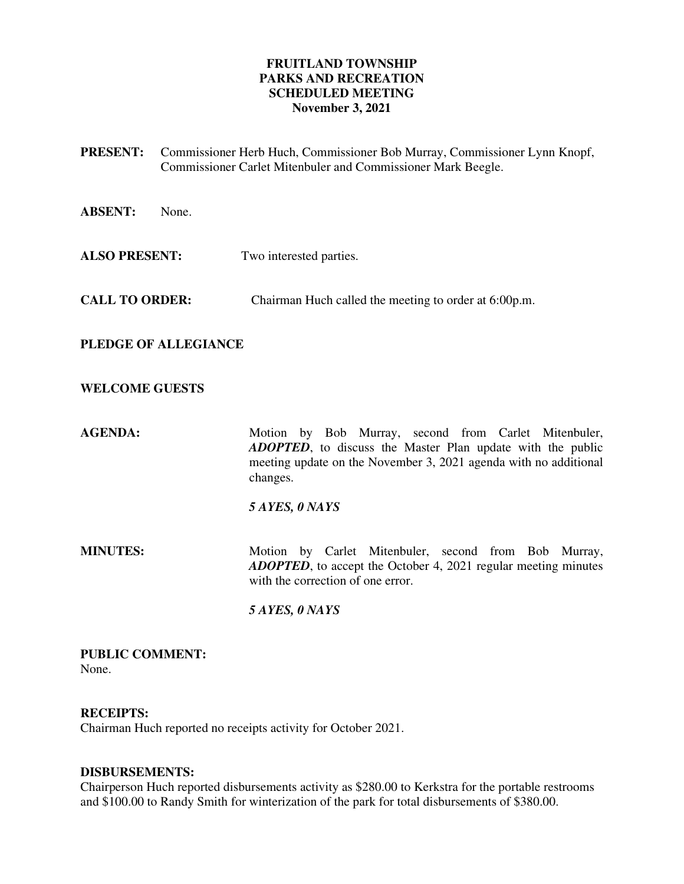**FRUITLAND TOWNSHIP**
**PARKS AND RECREATION**
**SCHEDULED MEETING**
**November 3, 2021**

**PRESENT:** Commissioner Herb Huch, Commissioner Bob Murray, Commissioner Lynn Knopf, Commissioner Carlet Mitenbuler and Commissioner Mark Beegle.

**ABSENT:** None.

**ALSO PRESENT:** Two interested parties.

**CALL TO ORDER:** Chairman Huch called the meeting to order at 6:00p.m.

**PLEDGE OF ALLEGIANCE**

**WELCOME GUESTS**

**AGENDA:** Motion by Bob Murray, second from Carlet Mitenbuler, ***ADOPTED***, to discuss the Master Plan update with the public meeting update on the November 3, 2021 agenda with no additional changes.

***5 AYES, 0 NAYS***

**MINUTES:** Motion by Carlet Mitenbuler, second from Bob Murray, ***ADOPTED***, to accept the October 4, 2021 regular meeting minutes with the correction of one error.

***5 AYES, 0 NAYS***

**PUBLIC COMMENT:**
None.

**RECEIPTS:**
Chairman Huch reported no receipts activity for October 2021.

**DISBURSEMENTS:**
Chairperson Huch reported disbursements activity as $280.00 to Kerkstra for the portable restrooms and $100.00 to Randy Smith for winterization of the park for total disbursements of $380.00.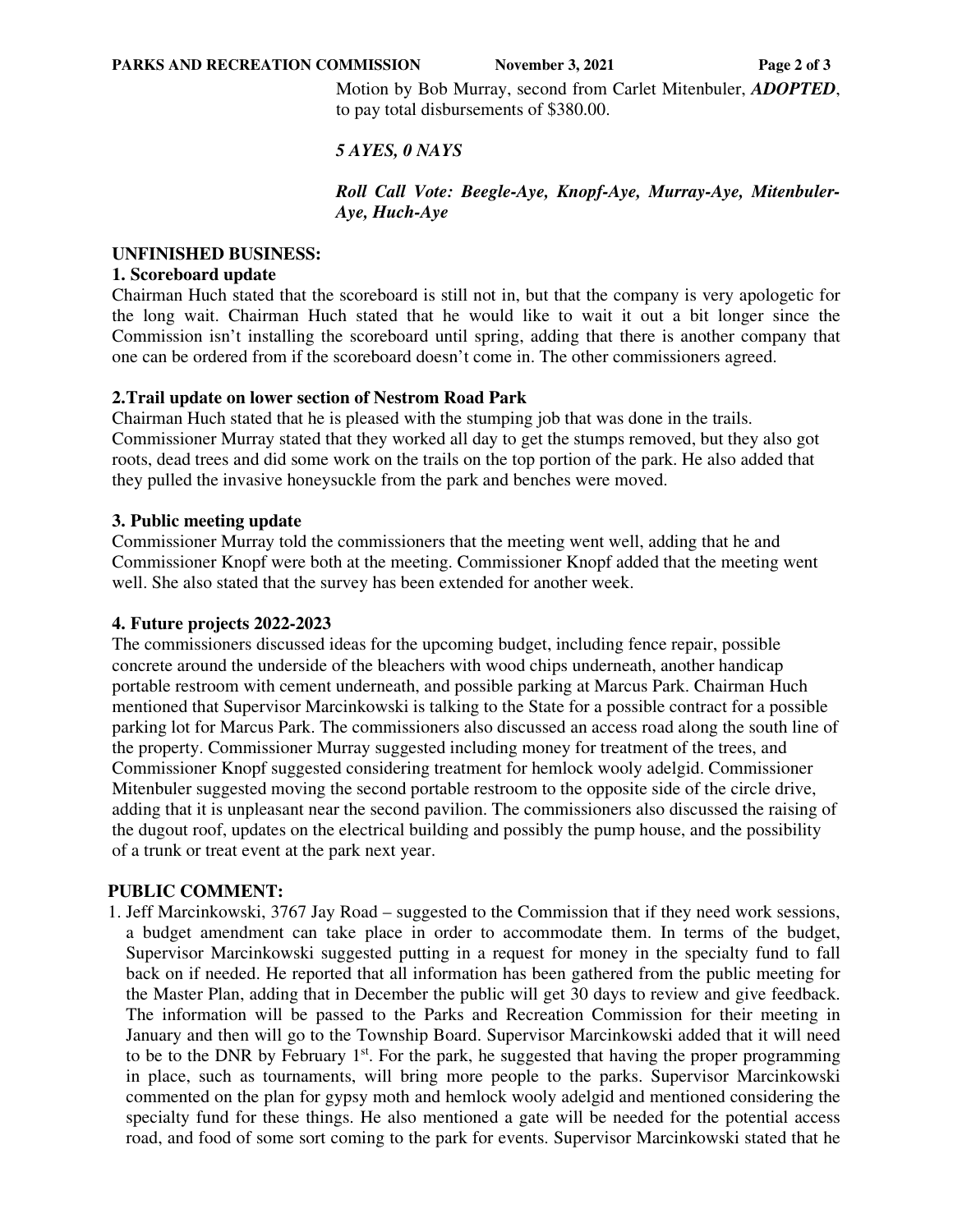Motion by Bob Murray, second from Carlet Mitenbuler, ***ADOPTED***, to pay total disbursements of $380.00.

***5 AYES, 0 NAYS***

***Roll Call Vote: Beegle-Aye, Knopf-Aye, Murray-Aye, Mitenbuler-Aye, Huch-Aye***

**UNFINISHED BUSINESS:**

**1. Scoreboard update**

Chairman Huch stated that the scoreboard is still not in, but that the company is very apologetic for the long wait. Chairman Huch stated that he would like to wait it out a bit longer since the Commission isn't installing the scoreboard until spring, adding that there is another company that one can be ordered from if the scoreboard doesn't come in. The other commissioners agreed.

**2.Trail update on lower section of Nestrom Road Park**

Chairman Huch stated that he is pleased with the stumping job that was done in the trails. Commissioner Murray stated that they worked all day to get the stumps removed, but they also got roots, dead trees and did some work on the trails on the top portion of the park. He also added that they pulled the invasive honeysuckle from the park and benches were moved.

**3. Public meeting update**

Commissioner Murray told the commissioners that the meeting went well, adding that he and Commissioner Knopf were both at the meeting. Commissioner Knopf added that the meeting went well. She also stated that the survey has been extended for another week.

**4. Future projects 2022-2023**

The commissioners discussed ideas for the upcoming budget, including fence repair, possible concrete around the underside of the bleachers with wood chips underneath, another handicap portable restroom with cement underneath, and possible parking at Marcus Park. Chairman Huch mentioned that Supervisor Marcinkowski is talking to the State for a possible contract for a possible parking lot for Marcus Park. The commissioners also discussed an access road along the south line of the property. Commissioner Murray suggested including money for treatment of the trees, and Commissioner Knopf suggested considering treatment for hemlock wooly adelgid. Commissioner Mitenbuler suggested moving the second portable restroom to the opposite side of the circle drive, adding that it is unpleasant near the second pavilion. The commissioners also discussed the raising of the dugout roof, updates on the electrical building and possibly the pump house, and the possibility of a trunk or treat event at the park next year.

**PUBLIC COMMENT:**

1. Jeff Marcinkowski, 3767 Jay Road – suggested to the Commission that if they need work sessions, a budget amendment can take place in order to accommodate them. In terms of the budget, Supervisor Marcinkowski suggested putting in a request for money in the specialty fund to fall back on if needed. He reported that all information has been gathered from the public meeting for the Master Plan, adding that in December the public will get 30 days to review and give feedback. The information will be passed to the Parks and Recreation Commission for their meeting in January and then will go to the Township Board. Supervisor Marcinkowski added that it will need to be to the DNR by February 1st. For the park, he suggested that having the proper programming in place, such as tournaments, will bring more people to the parks. Supervisor Marcinkowski commented on the plan for gypsy moth and hemlock wooly adelgid and mentioned considering the specialty fund for these things. He also mentioned a gate will be needed for the potential access road, and food of some sort coming to the park for events. Supervisor Marcinkowski stated that he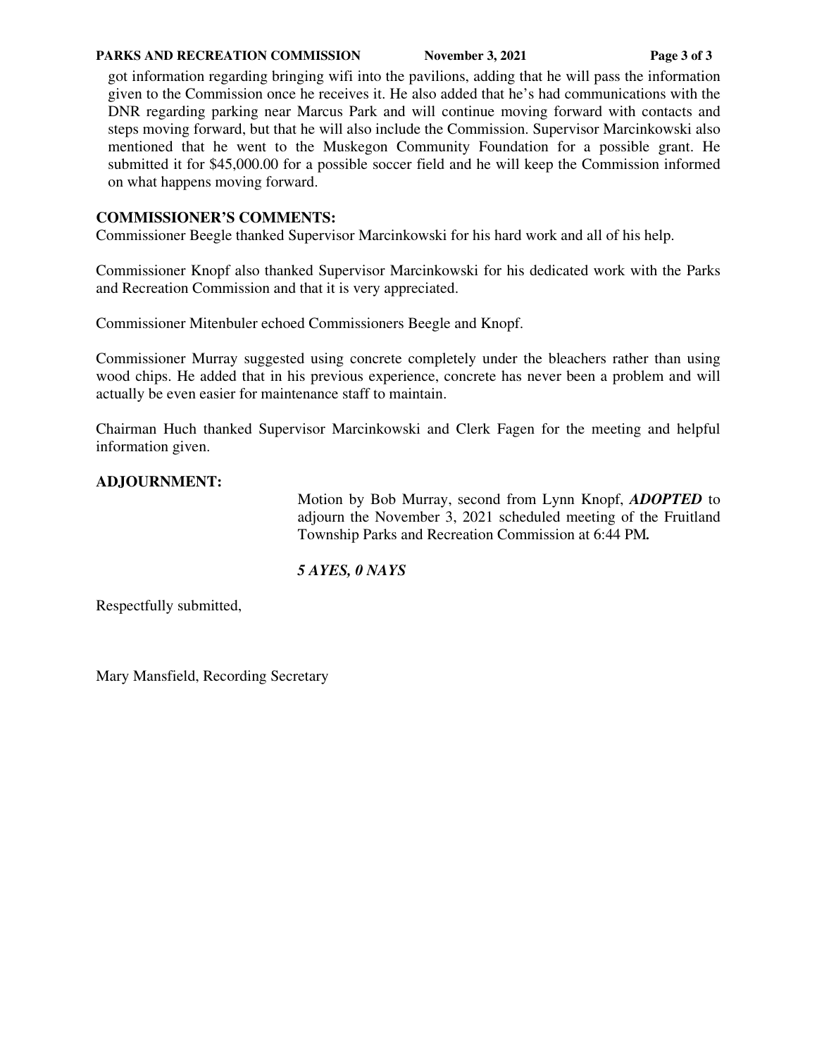got information regarding bringing wifi into the pavilions, adding that he will pass the information given to the Commission once he receives it. He also added that he's had communications with the DNR regarding parking near Marcus Park and will continue moving forward with contacts and steps moving forward, but that he will also include the Commission. Supervisor Marcinkowski also mentioned that he went to the Muskegon Community Foundation for a possible grant. He submitted it for $45,000.00 for a possible soccer field and he will keep the Commission informed on what happens moving forward.

**COMMISSIONER'S COMMENTS:**

Commissioner Beegle thanked Supervisor Marcinkowski for his hard work and all of his help.

Commissioner Knopf also thanked Supervisor Marcinkowski for his dedicated work with the Parks and Recreation Commission and that it is very appreciated.

Commissioner Mitenbuler echoed Commissioners Beegle and Knopf.

Commissioner Murray suggested using concrete completely under the bleachers rather than using wood chips. He added that in his previous experience, concrete has never been a problem and will actually be even easier for maintenance staff to maintain.

Chairman Huch thanked Supervisor Marcinkowski and Clerk Fagen for the meeting and helpful information given.

**ADJOURNMENT:**

Motion by Bob Murray, second from Lynn Knopf, ***ADOPTED*** to adjourn the November 3, 2021 scheduled meeting of the Fruitland Township Parks and Recreation Commission at 6:44 PM.

***5 AYES, 0 NAYS***

Respectfully submitted,

Mary Mansfield, Recording Secretary